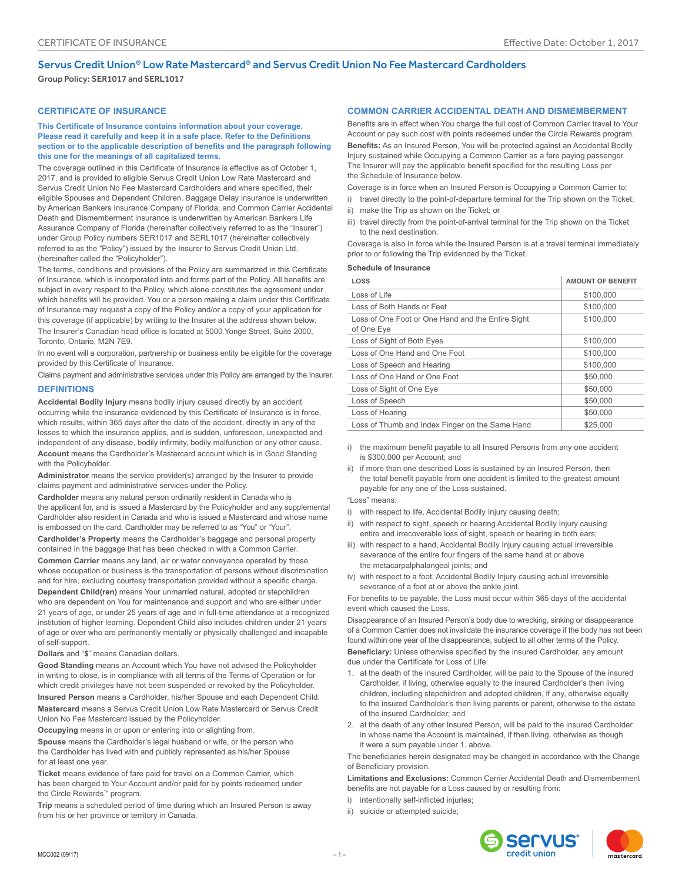CERTIFICATE OF INSURANCE

Effective Date: October 1, 2017

# Servus Credit Union® Low Rate Mastercard® and Servus Credit Union No Fee Mastercard Cardholders

**Group Policy: SER1017 and SERL1017**

## CERTIFICATE OF INSURANCE

**This Certificate of Insurance contains information about your coverage. Please read it carefully and keep it in a safe place. Refer to the Definitions section or to the applicable description of benefits and the paragraph following this one for the meanings of all capitalized terms.**

The coverage outlined in this Certificate of Insurance is effective as of October 1, 2017, and is provided to eligible Servus Credit Union Low Rate Mastercard and Servus Credit Union No Fee Mastercard Cardholders and where specified, their eligible Spouses and Dependent Children. Baggage Delay insurance is underwritten by American Bankers Insurance Company of Florida; and Common Carrier Accidental Death and Dismemberment insurance is underwritten by American Bankers Life Assurance Company of Florida (hereinafter collectively referred to as the "Insurer") under Group Policy numbers SER1017 and SERL1017 (hereinafter collectively referred to as the "Policy") issued by the Insurer to Servus Credit Union Ltd. (hereinafter called the "Policyholder").

The terms, conditions and provisions of the Policy are summarized in this Certificate of Insurance, which is incorporated into and forms part of the Policy. All benefits are subject in every respect to the Policy, which alone constitutes the agreement under which benefits will be provided. You or a person making a claim under this Certificate of Insurance may request a copy of the Policy and/or a copy of your application for this coverage (if applicable) by writing to the Insurer at the address shown below.

The Insurer's Canadian head office is located at 5000 Yonge Street, Suite 2000, Toronto, Ontario, M2N 7E9.

In no event will a corporation, partnership or business entity be eligible for the coverage provided by this Certificate of Insurance.

Claims payment and administrative services under this Policy are arranged by the Insurer.

## DEFINITIONS

**Accidental Bodily Injury** means bodily injury caused directly by an accident occurring while the insurance evidenced by this Certificate of Insurance is in force, which results, within 365 days after the date of the accident, directly in any of the losses to which the insurance applies, and is sudden, unforeseen, unexpected and independent of any disease, bodily infirmity, bodily malfunction or any other cause.

**Account** means the Cardholder's Mastercard account which is in Good Standing with the Policyholder.

**Administrator** means the service provider(s) arranged by the Insurer to provide claims payment and administrative services under the Policy.

**Cardholder** means any natural person ordinarily resident in Canada who is the applicant for, and is issued a Mastercard by the Policyholder and any supplemental Cardholder also resident in Canada and who is issued a Mastercard and whose name is embossed on the card. Cardholder may be referred to as "You" or "Your".

**Cardholder's Property** means the Cardholder's baggage and personal property contained in the baggage that has been checked in with a Common Carrier.

**Common Carrier** means any land, air or water conveyance operated by those whose occupation or business is the transportation of persons without discrimination and for hire, excluding courtesy transportation provided without a specific charge.

**Dependent Child(ren)** means Your unmarried natural, adopted or stepchildren who are dependent on You for maintenance and support and who are either under 21 years of age, or under 25 years of age and in full-time attendance at a recognized institution of higher learning. Dependent Child also includes children under 21 years of age or over who are permanently mentally or physically challenged and incapable of self-support.

**Dollars** and "**$**" means Canadian dollars.

**Good Standing** means an Account which You have not advised the Policyholder in writing to close, is in compliance with all terms of the Terms of Operation or for which credit privileges have not been suspended or revoked by the Policyholder.

**Insured Person** means a Cardholder, his/her Spouse and each Dependent Child.

**Mastercard** means a Servus Credit Union Low Rate Mastercard or Servus Credit Union No Fee Mastercard issued by the Policyholder.

**Occupying** means in or upon or entering into or alighting from.

**Spouse** means the Cardholder's legal husband or wife, or the person who the Cardholder has lived with and publicly represented as his/her Spouse for at least one year.

**Ticket** means evidence of fare paid for travel on a Common Carrier, which has been charged to Your Account and/or paid for by points redeemed under the Circle Rewards™ program.

**Trip** means a scheduled period of time during which an Insured Person is away from his or her province or territory in Canada.

## COMMON CARRIER ACCIDENTAL DEATH AND DISMEMBERMENT

Benefits are in effect when You charge the full cost of Common Carrier travel to Your Account or pay such cost with points redeemed under the Circle Rewards program.

**Benefits:** As an Insured Person, You will be protected against an Accidental Bodily Injury sustained while Occupying a Common Carrier as a fare paying passenger. The Insurer will pay the applicable benefit specified for the resulting Loss per the Schedule of Insurance below.

Coverage is in force when an Insured Person is Occupying a Common Carrier to:

i) travel directly to the point-of-departure terminal for the Trip shown on the Ticket;
ii) make the Trip as shown on the Ticket; or
iii) travel directly from the point-of-arrival terminal for the Trip shown on the Ticket to the next destination.

Coverage is also in force while the Insured Person is at a travel terminal immediately prior to or following the Trip evidenced by the Ticket.

**Schedule of Insurance**

| LOSS | AMOUNT OF BENEFIT |
|---|---|
| Loss of Life | $100,000 |
| Loss of Both Hands or Feet | $100,000 |
| Loss of One Foot or One Hand and the Entire Sight of One Eye | $100,000 |
| Loss of Sight of Both Eyes | $100,000 |
| Loss of One Hand and One Foot | $100,000 |
| Loss of Speech and Hearing | $100,000 |
| Loss of One Hand or One Foot | $50,000 |
| Loss of Sight of One Eye | $50,000 |
| Loss of Speech | $50,000 |
| Loss of Hearing | $50,000 |
| Loss of Thumb and Index Finger on the Same Hand | $25,000 |

i) the maximum benefit payable to all Insured Persons from any one accident is $300,000 per Account; and
ii) if more than one described Loss is sustained by an Insured Person, then the total benefit payable from one accident is limited to the greatest amount payable for any one of the Loss sustained.

"Loss" means:

i) with respect to life, Accidental Bodily Injury causing death;
ii) with respect to sight, speech or hearing Accidental Bodily Injury causing entire and irrecoverable loss of sight, speech or hearing in both ears;
iii) with respect to a hand, Accidental Bodily Injury causing actual irreversible severance of the entire four fingers of the same hand at or above the metacarpalphalangeal joints; and
iv) with respect to a foot, Accidental Bodily Injury causing actual irreversible severance of a foot at or above the ankle joint.

For benefits to be payable, the Loss must occur within 365 days of the accidental event which caused the Loss.

Disappearance of an Insured Person's body due to wrecking, sinking or disappearance of a Common Carrier does not invalidate the insurance coverage if the body has not been found within one year of the disappearance, subject to all other terms of the Policy.

**Beneficiary:** Unless otherwise specified by the insured Cardholder, any amount due under the Certificate for Loss of Life:

1. at the death of the insured Cardholder, will be paid to the Spouse of the insured Cardholder, if living, otherwise equally to the insured Cardholder's then living children, including stepchildren and adopted children, if any, otherwise equally to the insured Cardholder's then living parents or parent, otherwise to the estate of the insured Cardholder; and
2. at the death of any other Insured Person, will be paid to the insured Cardholder in whose name the Account is maintained, if then living, otherwise as though it were a sum payable under 1. above.

The beneficiaries herein designated may be changed in accordance with the Change of Beneficiary provision.

**Limitations and Exclusions:** Common Carrier Accidental Death and Dismemberment benefits are not payable for a Loss caused by or resulting from:

i) intentionally self-inflicted injuries;
ii) suicide or attempted suicide;

MCC002 (09/17)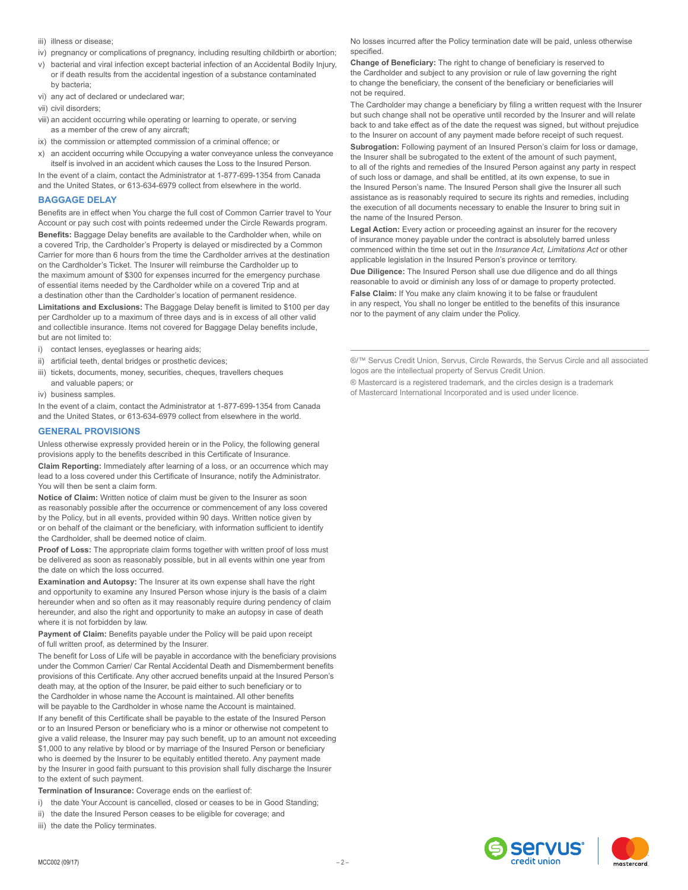iii) illness or disease;
iv) pregnancy or complications of pregnancy, including resulting childbirth or abortion;
v) bacterial and viral infection except bacterial infection of an Accidental Bodily Injury, or if death results from the accidental ingestion of a substance contaminated by bacteria;
vi) any act of declared or undeclared war;
vii) civil disorders;
viii) an accident occurring while operating or learning to operate, or serving as a member of the crew of any aircraft;
ix) the commission or attempted commission of a criminal offence; or
x) an accident occurring while Occupying a water conveyance unless the conveyance itself is involved in an accident which causes the Loss to the Insured Person.

In the event of a claim, contact the Administrator at 1-877-699-1354 from Canada and the United States, or 613-634-6979 collect from elsewhere in the world.

## BAGGAGE DELAY

Benefits are in effect when You charge the full cost of Common Carrier travel to Your Account or pay such cost with points redeemed under the Circle Rewards program.

**Benefits:** Baggage Delay benefits are available to the Cardholder when, while on a covered Trip, the Cardholder's Property is delayed or misdirected by a Common Carrier for more than 6 hours from the time the Cardholder arrives at the destination on the Cardholder's Ticket. The Insurer will reimburse the Cardholder up to the maximum amount of $300 for expenses incurred for the emergency purchase of essential items needed by the Cardholder while on a covered Trip and at a destination other than the Cardholder's location of permanent residence.

**Limitations and Exclusions:** The Baggage Delay benefit is limited to $100 per day per Cardholder up to a maximum of three days and is in excess of all other valid and collectible insurance. Items not covered for Baggage Delay benefits include, but are not limited to:

i) contact lenses, eyeglasses or hearing aids;
ii) artificial teeth, dental bridges or prosthetic devices;
iii) tickets, documents, money, securities, cheques, travellers cheques and valuable papers; or
iv) business samples.

In the event of a claim, contact the Administrator at 1-877-699-1354 from Canada and the United States, or 613-634-6979 collect from elsewhere in the world.

## GENERAL PROVISIONS

Unless otherwise expressly provided herein or in the Policy, the following general provisions apply to the benefits described in this Certificate of Insurance.

**Claim Reporting:** Immediately after learning of a loss, or an occurrence which may lead to a loss covered under this Certificate of Insurance, notify the Administrator. You will then be sent a claim form.

**Notice of Claim:** Written notice of claim must be given to the Insurer as soon as reasonably possible after the occurrence or commencement of any loss covered by the Policy, but in all events, provided within 90 days. Written notice given by or on behalf of the claimant or the beneficiary, with information sufficient to identify the Cardholder, shall be deemed notice of claim.

**Proof of Loss:** The appropriate claim forms together with written proof of loss must be delivered as soon as reasonably possible, but in all events within one year from the date on which the loss occurred.

**Examination and Autopsy:** The Insurer at its own expense shall have the right and opportunity to examine any Insured Person whose injury is the basis of a claim hereunder when and so often as it may reasonably require during pendency of claim hereunder, and also the right and opportunity to make an autopsy in case of death where it is not forbidden by law.

**Payment of Claim:** Benefits payable under the Policy will be paid upon receipt of full written proof, as determined by the Insurer.

The benefit for Loss of Life will be payable in accordance with the beneficiary provisions under the Common Carrier/ Car Rental Accidental Death and Dismemberment benefits provisions of this Certificate. Any other accrued benefits unpaid at the Insured Person's death may, at the option of the Insurer, be paid either to such beneficiary or to the Cardholder in whose name the Account is maintained. All other benefits will be payable to the Cardholder in whose name the Account is maintained.

If any benefit of this Certificate shall be payable to the estate of the Insured Person or to an Insured Person or beneficiary who is a minor or otherwise not competent to give a valid release, the Insurer may pay such benefit, up to an amount not exceeding $1,000 to any relative by blood or by marriage of the Insured Person or beneficiary who is deemed by the Insurer to be equitably entitled thereto. Any payment made by the Insurer in good faith pursuant to this provision shall fully discharge the Insurer to the extent of such payment.

**Termination of Insurance:** Coverage ends on the earliest of:

i) the date Your Account is cancelled, closed or ceases to be in Good Standing;
ii) the date the Insured Person ceases to be eligible for coverage; and
iii) the date the Policy terminates.

No losses incurred after the Policy termination date will be paid, unless otherwise specified.

**Change of Beneficiary:** The right to change of beneficiary is reserved to the Cardholder and subject to any provision or rule of law governing the right to change the beneficiary, the consent of the beneficiary or beneficiaries will not be required.

The Cardholder may change a beneficiary by filing a written request with the Insurer but such change shall not be operative until recorded by the Insurer and will relate back to and take effect as of the date the request was signed, but without prejudice to the Insurer on account of any payment made before receipt of such request.

**Subrogation:** Following payment of an Insured Person's claim for loss or damage, the Insurer shall be subrogated to the extent of the amount of such payment, to all of the rights and remedies of the Insured Person against any party in respect of such loss or damage, and shall be entitled, at its own expense, to sue in the Insured Person's name. The Insured Person shall give the Insurer all such assistance as is reasonably required to secure its rights and remedies, including the execution of all documents necessary to enable the Insurer to bring suit in the name of the Insured Person.

**Legal Action:** Every action or proceeding against an insurer for the recovery of insurance money payable under the contract is absolutely barred unless commenced within the time set out in the *Insurance Act, Limitations Act* or other applicable legislation in the Insured Person's province or territory.

**Due Diligence:** The Insured Person shall use due diligence and do all things reasonable to avoid or diminish any loss of or damage to property protected.

**False Claim:** If You make any claim knowing it to be false or fraudulent in any respect, You shall no longer be entitled to the benefits of this insurance nor to the payment of any claim under the Policy.

---

®/™ Servus Credit Union, Servus, Circle Rewards, the Servus Circle and all associated logos are the intellectual property of Servus Credit Union.

® Mastercard is a registered trademark, and the circles design is a trademark of Mastercard International Incorporated and is used under licence.

MCC002 (09/17)